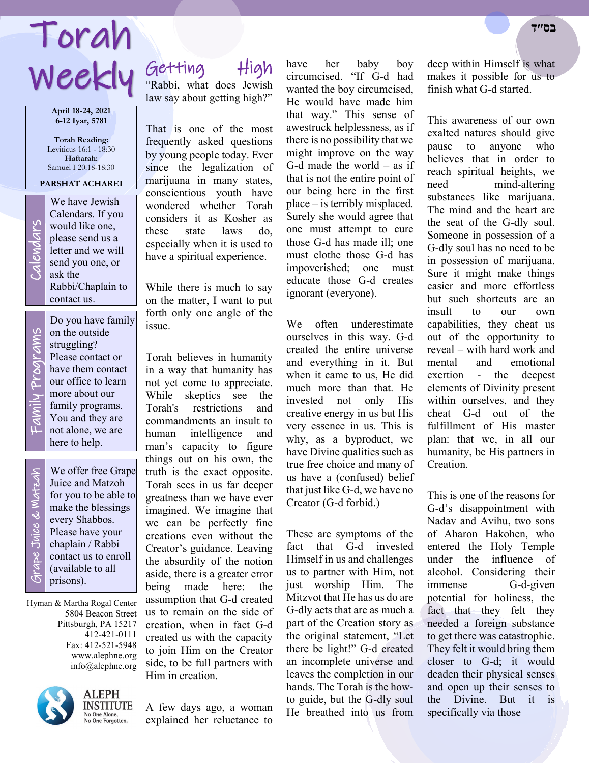בס"ד

# Torah Weekly

**April 18-24, 2021**
**6-12 Iyar, 5781**

**Torah Reading:**
Leviticus 16:1 - 18:30
**Haftarah:**
Samuel I 20:18-18:30

**PARSHAT ACHAREI**

## Calendars

We have Jewish Calendars. If you would like one, please send us a letter and we will send you one, or ask the Rabbi/Chaplain to contact us.

## Family Programs

Do you have family on the outside struggling? Please contact or have them contact our office to learn more about our family programs. You and they are not alone, we are here to help.

## Grape Juice & Matzah

We offer free Grape Juice and Matzoh for you to be able to make the blessings every Shabbos. Please have your chaplain / Rabbi contact us to enroll (available to all prisons).

Hyman & Martha Rogal Center
5804 Beacon Street
Pittsburgh, PA 15217
412-421-0111
Fax: 412-521-5948
www.alephne.org
info@alephne.org

ALEPH INSTITUTE
No One Alone, No One Forgotten.

## Getting High

"Rabbi, what does Jewish law say about getting high?"

That is one of the most frequently asked questions by young people today. Ever since the legalization of marijuana in many states, conscientious youth have wondered whether Torah considers it as Kosher as these state laws do, especially when it is used to have a spiritual experience.

While there is much to say on the matter, I want to put forth only one angle of the issue.

Torah believes in humanity in a way that humanity has not yet come to appreciate. While skeptics see the Torah's restrictions and commandments an insult to human intelligence and man's capacity to figure things out on his own, the truth is the exact opposite. Torah sees in us far deeper greatness than we have ever imagined. We imagine that we can be perfectly fine creations even without the Creator's guidance. Leaving the absurdity of the notion aside, there is a greater error being made here: the assumption that G-d created us to remain on the side of creation, when in fact G-d created us with the capacity to join Him on the Creator side, to be full partners with Him in creation.

A few days ago, a woman explained her reluctance to have her baby boy circumcised. "If G-d had wanted the boy circumcised, He would have made him that way." This sense of awestruck helplessness, as if there is no possibility that we might improve on the way G-d made the world – as if that is not the entire point of our being here in the first place – is terribly misplaced. Surely she would agree that one must attempt to cure those G-d has made ill; one must clothe those G-d has impoverished; one must educate those G-d creates ignorant (everyone).

We often underestimate ourselves in this way. G-d created the entire universe and everything in it. But when it came to us, He did much more than that. He invested not only His creative energy in us but His very essence in us. This is why, as a byproduct, we have Divine qualities such as true free choice and many of us have a (confused) belief that just like G-d, we have no Creator (G-d forbid.)

These are symptoms of the fact that G-d invested Himself in us and challenges us to partner with Him, not just worship Him. The Mitzvot that He has us do are G-dly acts that are as much a part of the Creation story as the original statement, "Let there be light!" G-d created an incomplete universe and leaves the completion in our hands. The Torah is the how-to guide, but the G-dly soul He breathed into us from deep within Himself is what makes it possible for us to finish what G-d started.

This awareness of our own exalted natures should give pause to anyone who believes that in order to reach spiritual heights, we need mind-altering substances like marijuana. The mind and the heart are the seat of the G-dly soul. Someone in possession of a G-dly soul has no need to be in possession of marijuana. Sure it might make things easier and more effortless but such shortcuts are an insult to our own capabilities, they cheat us out of the opportunity to reveal – with hard work and mental and emotional exertion - the deepest elements of Divinity present within ourselves, and they cheat G-d out of the fulfillment of His master plan: that we, in all our humanity, be His partners in Creation.

This is one of the reasons for G-d's disappointment with Nadav and Avihu, two sons of Aharon Hakohen, who entered the Holy Temple under the influence of alcohol. Considering their immense G-d-given potential for holiness, the fact that they felt they needed a foreign substance to get there was catastrophic. They felt it would bring them closer to G-d; it would deaden their physical senses and open up their senses to the Divine. But it is specifically via those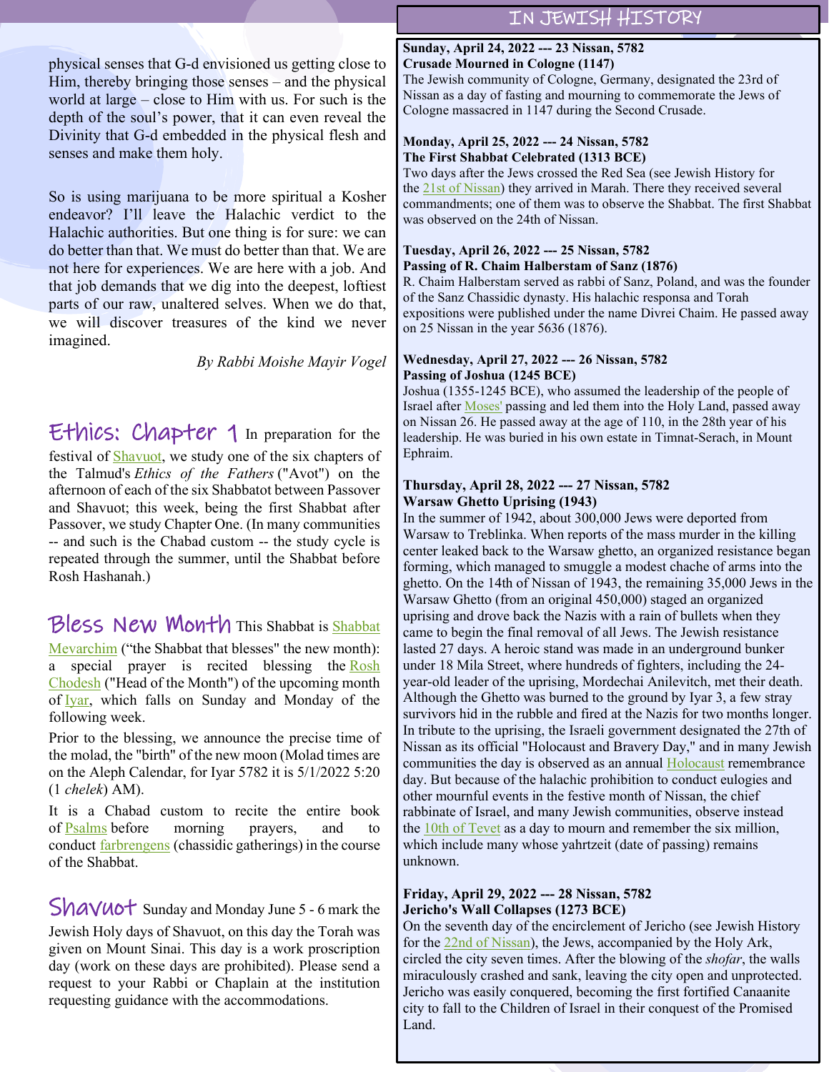physical senses that G-d envisioned us getting close to Him, thereby bringing those senses – and the physical world at large – close to Him with us. For such is the depth of the soul's power, that it can even reveal the Divinity that G-d embedded in the physical flesh and senses and make them holy.

So is using marijuana to be more spiritual a Kosher endeavor? I'll leave the Halachic verdict to the Halachic authorities. But one thing is for sure: we can do better than that. We must do better than that. We are not here for experiences. We are here with a job. And that job demands that we dig into the deepest, loftiest parts of our raw, unaltered selves. When we do that, we will discover treasures of the kind we never imagined.

*By Rabbi Moishe Mayir Vogel*

## Ethics: Chapter 1

In preparation for the festival of Shavuot, we study one of the six chapters of the Talmud's *Ethics of the Fathers* ("Avot") on the afternoon of each of the six Shabbatot between Passover and Shavuot; this week, being the first Shabbat after Passover, we study Chapter One. (In many communities -- and such is the Chabad custom -- the study cycle is repeated through the summer, until the Shabbat before Rosh Hashanah.)

## Bless New Month

This Shabbat is Shabbat Mevarchim ("the Shabbat that blesses" the new month): a special prayer is recited blessing the Rosh Chodesh ("Head of the Month") of the upcoming month of Iyar, which falls on Sunday and Monday of the following week.

Prior to the blessing, we announce the precise time of the molad, the "birth" of the new moon (Molad times are on the Aleph Calendar, for Iyar 5782 it is 5/1/2022 5:20 (1 *chelek*) AM).

It is a Chabad custom to recite the entire book of Psalms before morning prayers, and to conduct farbrengens (chassidic gatherings) in the course of the Shabbat.

## Shavuot

Sunday and Monday June 5 - 6 mark the Jewish Holy days of Shavuot, on this day the Torah was given on Mount Sinai. This day is a work proscription day (work on these days are prohibited). Please send a request to your Rabbi or Chaplain at the institution requesting guidance with the accommodations.

## In Jewish History

**Sunday, April 24, 2022 --- 23 Nissan, 5782**
**Crusade Mourned in Cologne (1147)**
The Jewish community of Cologne, Germany, designated the 23rd of Nissan as a day of fasting and mourning to commemorate the Jews of Cologne massacred in 1147 during the Second Crusade.

**Monday, April 25, 2022 --- 24 Nissan, 5782**
**The First Shabbat Celebrated (1313 BCE)**
Two days after the Jews crossed the Red Sea (see Jewish History for the 21st of Nissan) they arrived in Marah. There they received several commandments; one of them was to observe the Shabbat. The first Shabbat was observed on the 24th of Nissan.

**Tuesday, April 26, 2022 --- 25 Nissan, 5782**
**Passing of R. Chaim Halberstam of Sanz (1876)**
R. Chaim Halberstam served as rabbi of Sanz, Poland, and was the founder of the Sanz Chassidic dynasty. His halachic responsa and Torah expositions were published under the name Divrei Chaim. He passed away on 25 Nissan in the year 5636 (1876).

**Wednesday, April 27, 2022 --- 26 Nissan, 5782**
**Passing of Joshua (1245 BCE)**
Joshua (1355-1245 BCE), who assumed the leadership of the people of Israel after Moses' passing and led them into the Holy Land, passed away on Nissan 26. He passed away at the age of 110, in the 28th year of his leadership. He was buried in his own estate in Timnat-Serach, in Mount Ephraim.

**Thursday, April 28, 2022 --- 27 Nissan, 5782**
**Warsaw Ghetto Uprising (1943)**
In the summer of 1942, about 300,000 Jews were deported from Warsaw to Treblinka. When reports of the mass murder in the killing center leaked back to the Warsaw ghetto, an organized resistance began forming, which managed to smuggle a modest chache of arms into the ghetto. On the 14th of Nissan of 1943, the remaining 35,000 Jews in the Warsaw Ghetto (from an original 450,000) staged an organized uprising and drove back the Nazis with a rain of bullets when they came to begin the final removal of all Jews. The Jewish resistance lasted 27 days. A heroic stand was made in an underground bunker under 18 Mila Street, where hundreds of fighters, including the 24-year-old leader of the uprising, Mordechai Anilevitch, met their death. Although the Ghetto was burned to the ground by Iyar 3, a few stray survivors hid in the rubble and fired at the Nazis for two months longer. In tribute to the uprising, the Israeli government designated the 27th of Nissan as its official "Holocaust and Bravery Day," and in many Jewish communities the day is observed as an annual Holocaust remembrance day. But because of the halachic prohibition to conduct eulogies and other mournful events in the festive month of Nissan, the chief rabbinate of Israel, and many Jewish communities, observe instead the 10th of Tevet as a day to mourn and remember the six million, which include many whose yahrtzeit (date of passing) remains unknown.

**Friday, April 29, 2022 --- 28 Nissan, 5782**
**Jericho's Wall Collapses (1273 BCE)**
On the seventh day of the encirclement of Jericho (see Jewish History for the 22nd of Nissan), the Jews, accompanied by the Holy Ark, circled the city seven times. After the blowing of the *shofar*, the walls miraculously crashed and sank, leaving the city open and unprotected. Jericho was easily conquered, becoming the first fortified Canaanite city to fall to the Children of Israel in their conquest of the Promised Land.